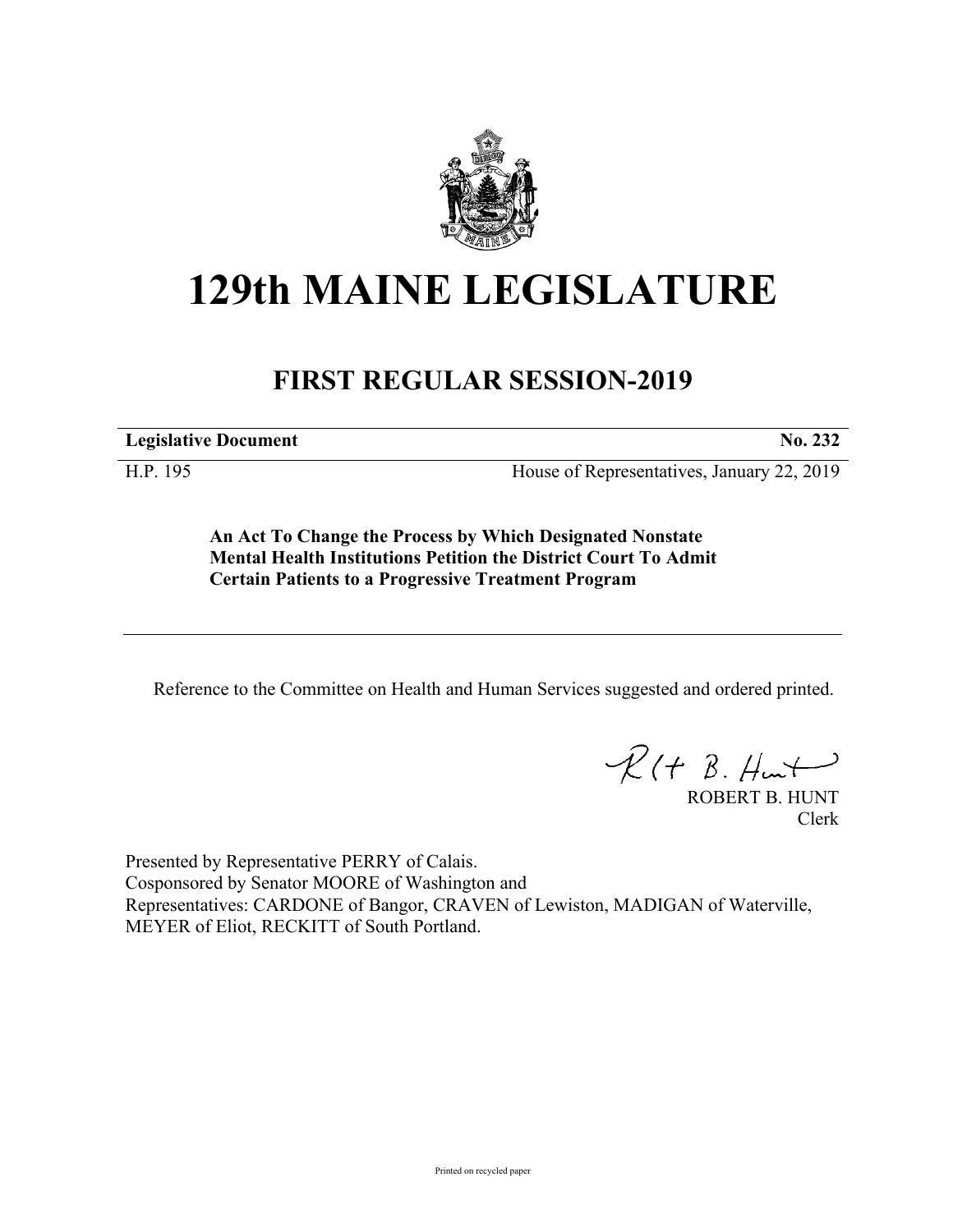# 129th MAINE LEGISLATURE

## FIRST REGULAR SESSION-2019

**Legislative Document** **No. 232**

H.P. 195 House of Representatives, January 22, 2019

**An Act To Change the Process by Which Designated Nonstate Mental Health Institutions Petition the District Court To Admit Certain Patients to a Progressive Treatment Program**

---

Reference to the Committee on Health and Human Services suggested and ordered printed.

ROBERT B. HUNT
Clerk

Presented by Representative PERRY of Calais.
Cosponsored by Senator MOORE of Washington and
Representatives: CARDONE of Bangor, CRAVEN of Lewiston, MADIGAN of Waterville, MEYER of Eliot, RECKITT of South Portland.

Printed on recycled paper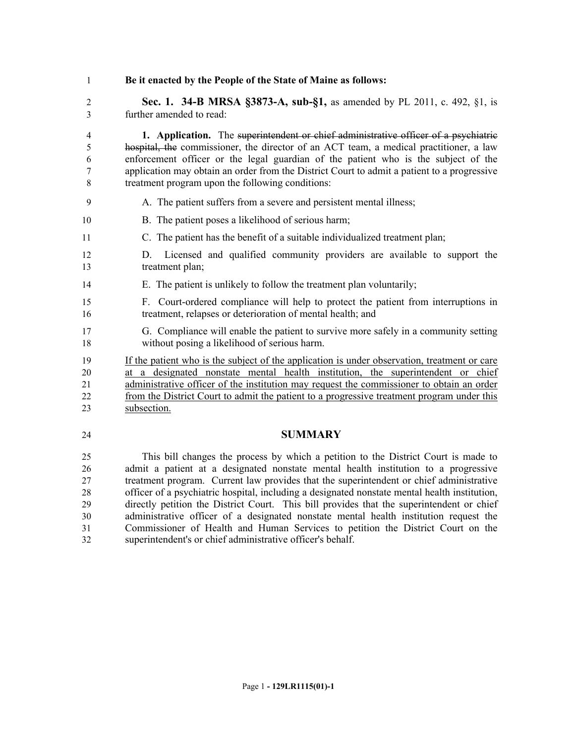**Be it enacted by the People of the State of Maine as follows:**

**Sec. 1. 34-B MRSA §3873-A, sub-§1,** as amended by PL 2011, c. 492, §1, is further amended to read:

**1. Application.** The ~~superintendent or chief administrative officer of a psychiatric hospital, the~~ commissioner, the director of an ACT team, a medical practitioner, a law enforcement officer or the legal guardian of the patient who is the subject of the application may obtain an order from the District Court to admit a patient to a progressive treatment program upon the following conditions:

A. The patient suffers from a severe and persistent mental illness;

B. The patient poses a likelihood of serious harm;

C. The patient has the benefit of a suitable individualized treatment plan;

D. Licensed and qualified community providers are available to support the treatment plan;

E. The patient is unlikely to follow the treatment plan voluntarily;

F. Court-ordered compliance will help to protect the patient from interruptions in treatment, relapses or deterioration of mental health; and

G. Compliance will enable the patient to survive more safely in a community setting without posing a likelihood of serious harm.

<u>If the patient who is the subject of the application is under observation, treatment or care at a designated nonstate mental health institution, the superintendent or chief administrative officer of the institution may request the commissioner to obtain an order from the District Court to admit the patient to a progressive treatment program under this subsection.</u>

## SUMMARY

This bill changes the process by which a petition to the District Court is made to admit a patient at a designated nonstate mental health institution to a progressive treatment program. Current law provides that the superintendent or chief administrative officer of a psychiatric hospital, including a designated nonstate mental health institution, directly petition the District Court. This bill provides that the superintendent or chief administrative officer of a designated nonstate mental health institution request the Commissioner of Health and Human Services to petition the District Court on the superintendent's or chief administrative officer's behalf.